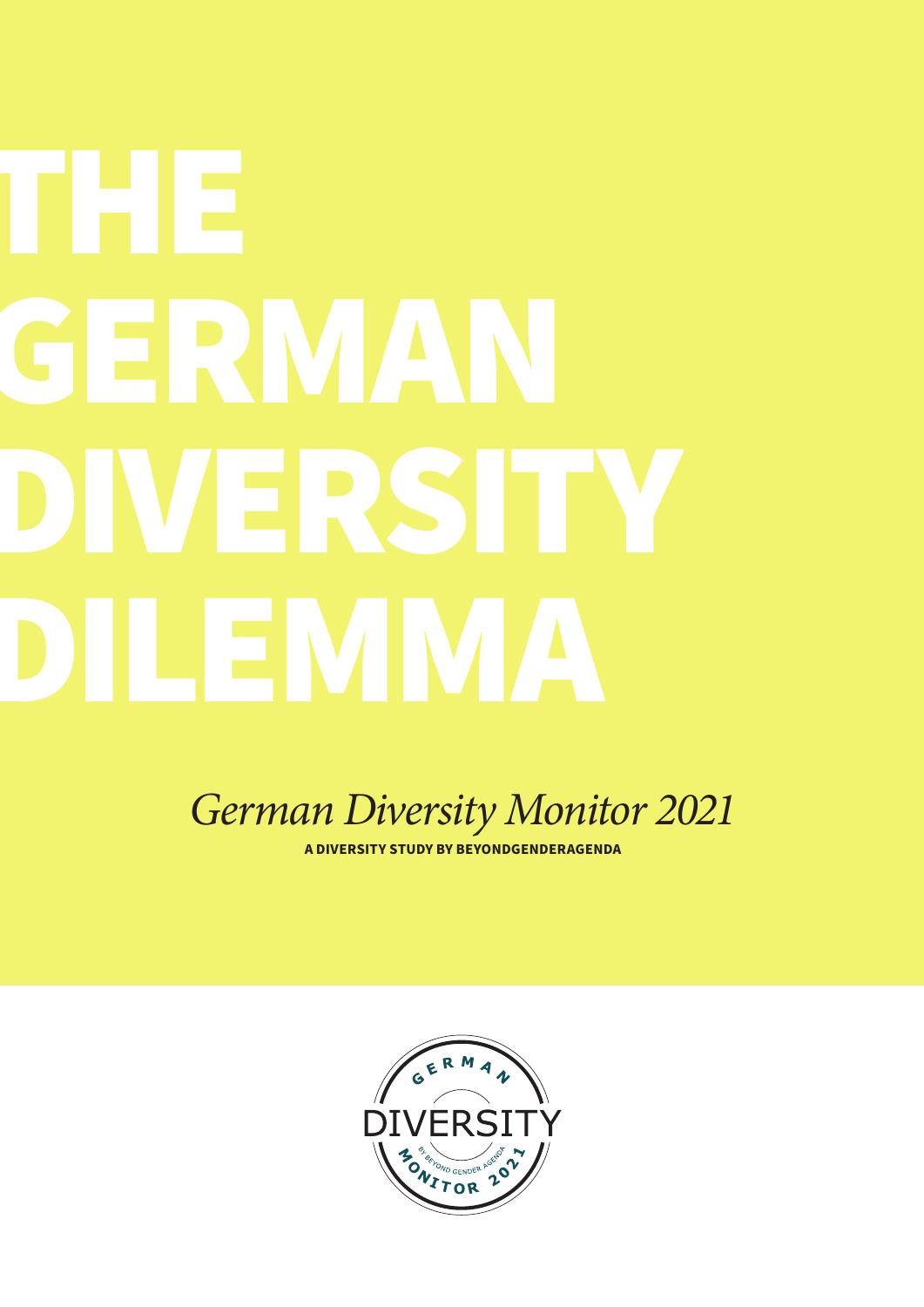# THE GERMAN DIVERSITY DILEMMA

*German Diversity Monitor 2021*

**A DIVERSITY STUDY BY BEYONDGENDERAGENDA**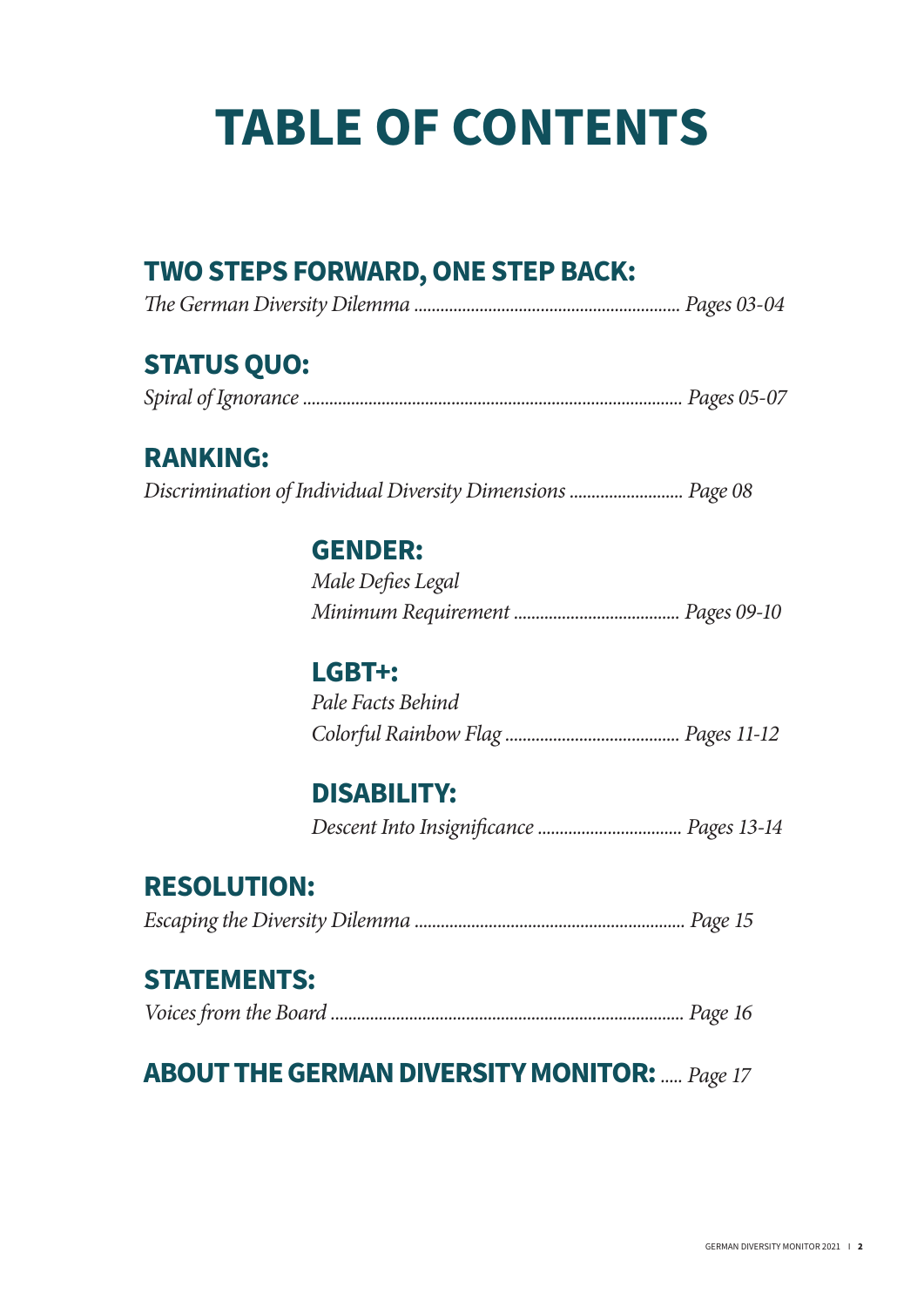# TABLE OF CONTENTS

## TWO STEPS FORWARD, ONE STEP BACK:

*The German Diversity Dilemma* ............................................................ *Pages 03-04*

## STATUS QUO:

*Spiral of Ignorance* ...................................................................................... *Pages 05-07*

## RANKING:

*Discrimination of Individual Diversity Dimensions* .......................... *Page 08*

### GENDER:

*Male Defies Legal Minimum Requirement* ...................................... *Pages 09-10*

### LGBT+:

*Pale Facts Behind Colorful Rainbow Flag* ....................................... *Pages 11-12*

### DISABILITY:

*Descent Into Insignificance* ................................ *Pages 13-14*

## RESOLUTION:

*Escaping the Diversity Dilemma* ............................................................. *Page 15*

## STATEMENTS:

*Voices from the Board* ................................................................................ *Page 16*

## ABOUT THE GERMAN DIVERSITY MONITOR: ..... *Page 17*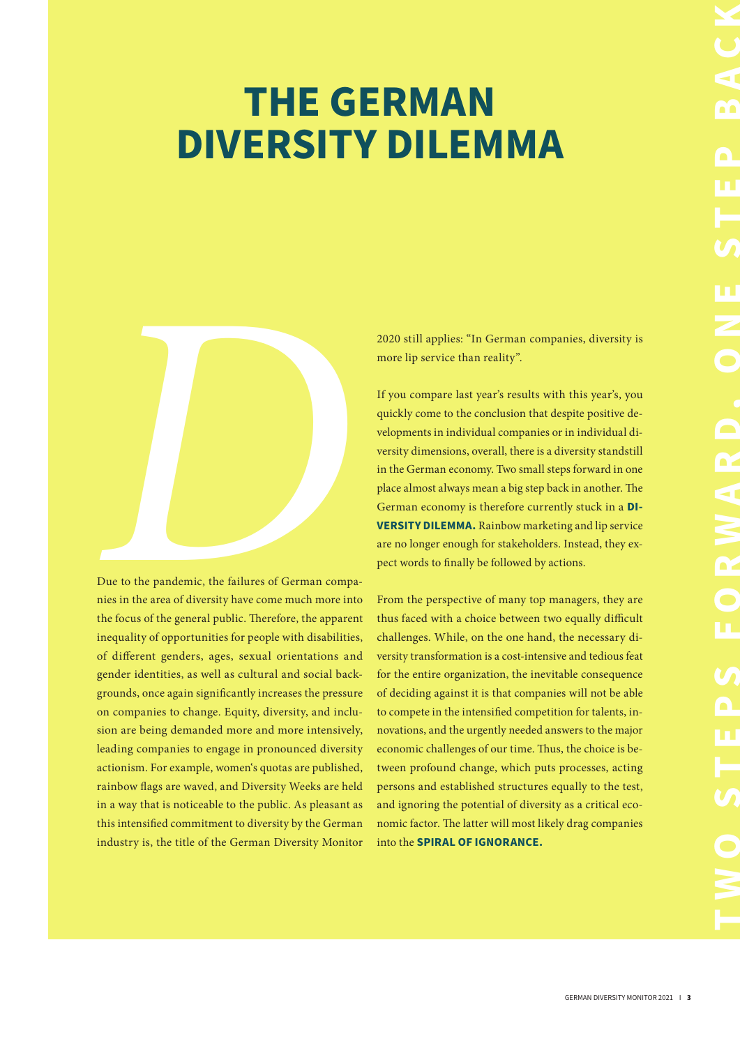# THE GERMAN DIVERSITY DILEMMA

Due to the pandemic, the failures of German companies in the area of diversity have come much more into the focus of the general public. Therefore, the apparent inequality of opportunities for people with disabilities, of different genders, ages, sexual orientations and gender identities, as well as cultural and social backgrounds, once again significantly increases the pressure on companies to change. Equity, diversity, and inclusion are being demanded more and more intensively, leading companies to engage in pronounced diversity actionism. For example, women's quotas are published, rainbow flags are waved, and Diversity Weeks are held in a way that is noticeable to the public. As pleasant as this intensified commitment to diversity by the German industry is, the title of the German Diversity Monitor 2020 still applies: "In German companies, diversity is more lip service than reality".

If you compare last year's results with this year's, you quickly come to the conclusion that despite positive developments in individual companies or in individual diversity dimensions, overall, there is a diversity standstill in the German economy. Two small steps forward in one place almost always mean a big step back in another. The German economy is therefore currently stuck in a **DIVERSITY DILEMMA.** Rainbow marketing and lip service are no longer enough for stakeholders. Instead, they expect words to finally be followed by actions.

From the perspective of many top managers, they are thus faced with a choice between two equally difficult challenges. While, on the one hand, the necessary diversity transformation is a cost-intensive and tedious feat for the entire organization, the inevitable consequence of deciding against it is that companies will not be able to compete in the intensified competition for talents, innovations, and the urgently needed answers to the major economic challenges of our time. Thus, the choice is between profound change, which puts processes, acting persons and established structures equally to the test, and ignoring the potential of diversity as a critical economic factor. The latter will most likely drag companies into the **SPIRAL OF IGNORANCE.**

TWO STEPS FORWARD, ONE STEP BACK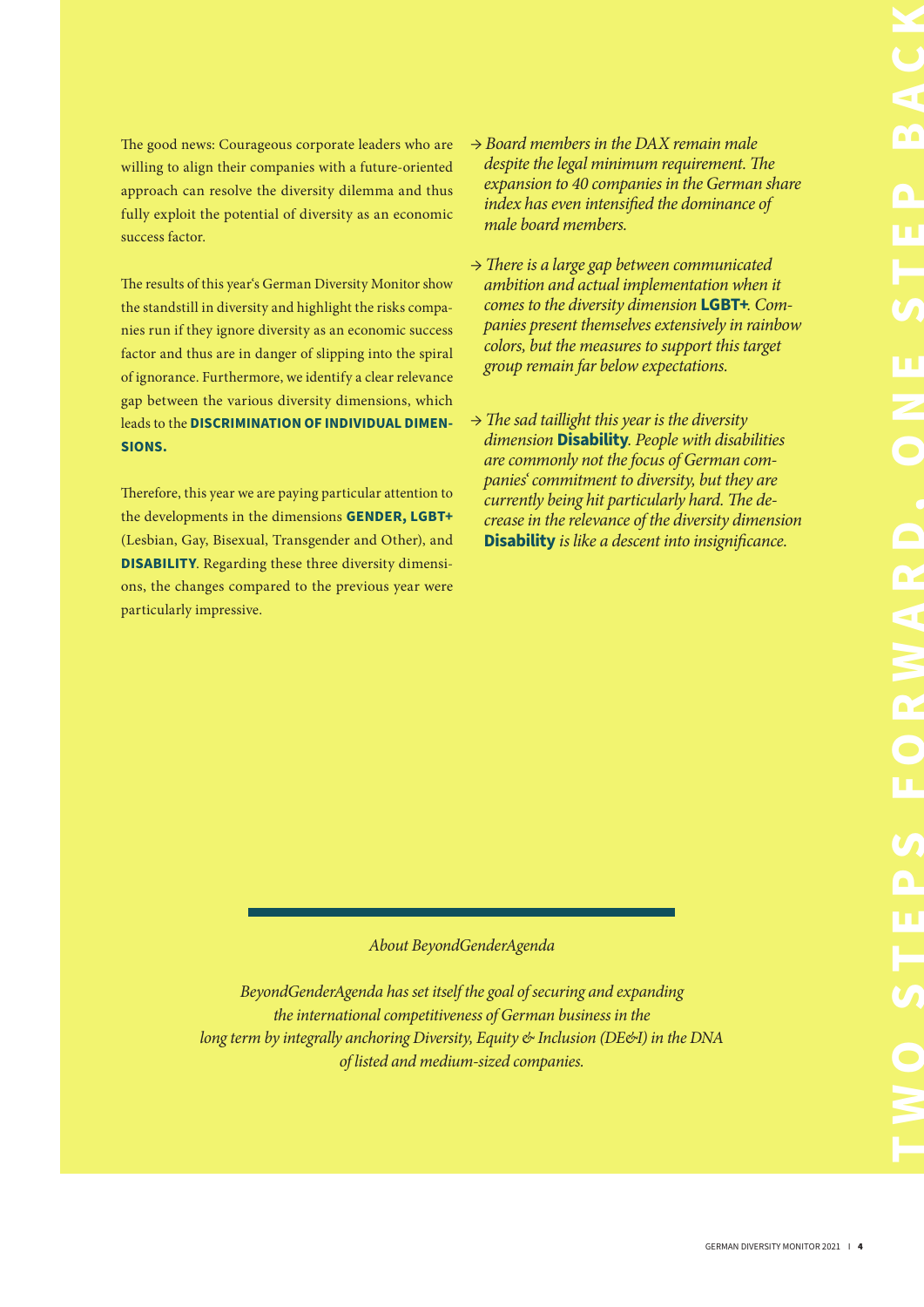The good news: Courageous corporate leaders who are willing to align their companies with a future-oriented approach can resolve the diversity dilemma and thus fully exploit the potential of diversity as an economic success factor.

The results of this year's German Diversity Monitor show the standstill in diversity and highlight the risks companies run if they ignore diversity as an economic success factor and thus are in danger of slipping into the spiral of ignorance. Furthermore, we identify a clear relevance gap between the various diversity dimensions, which leads to the **DISCRIMINATION OF INDIVIDUAL DIMENSIONS.**

Therefore, this year we are paying particular attention to the developments in the dimensions **GENDER, LGBT+** (Lesbian, Gay, Bisexual, Transgender and Other), and **DISABILITY**. Regarding these three diversity dimensions, the changes compared to the previous year were particularly impressive.

→ *Board members in the DAX remain male despite the legal minimum requirement. The expansion to 40 companies in the German share index has even intensified the dominance of male board members.*

→ *There is a large gap between communicated ambition and actual implementation when it comes to the diversity dimension* **LGBT+**. *Companies present themselves extensively in rainbow colors, but the measures to support this target group remain far below expectations.*

→ *The sad taillight this year is the diversity dimension* **Disability**. *People with disabilities are commonly not the focus of German companies' commitment to diversity, but they are currently being hit particularly hard. The decrease in the relevance of the diversity dimension* **Disability** *is like a descent into insignificance.*

*About BeyondGenderAgenda*

*BeyondGenderAgenda has set itself the goal of securing and expanding the international competitiveness of German business in the long term by integrally anchoring Diversity, Equity & Inclusion (DE&I) in the DNA of listed and medium-sized companies.*

**TWO STEPS FORWARD, ONE STEP BACK**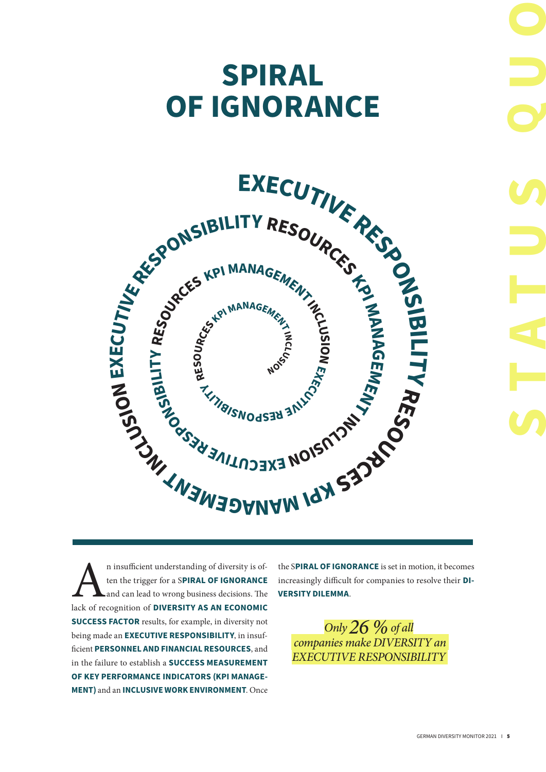# SPIRAL OF IGNORANCE

EXECUTIVE RESPONSIBILITY RESOURCES KPI MANAGEMENT INCLUSION EXECUTIVE RESPONSIBILITY RESOURCES KPI MANAGEMENT INCLUSION EXECUTIVE RESPONSIBILITY RESOURCES KPI MANAGEMENT INCLUSION EXECUTIVE RESPONSIBILITY RESOURCES KPI MANAGEMENT INCLUSION

An insufficient understanding of diversity is often the trigger for a S**PIRAL OF IGNORANCE** and can lead to wrong business decisions. The lack of recognition of **DIVERSITY AS AN ECONOMIC SUCCESS FACTOR** results, for example, in diversity not being made an **EXECUTIVE RESPONSIBILITY**, in insufficient **PERSONNEL AND FINANCIAL RESOURCES**, and in the failure to establish a **SUCCESS MEASUREMENT OF KEY PERFORMANCE INDICATORS (KPI MANAGEMENT)** and an **INCLUSIVE WORK ENVIRONMENT**. Once the S**PIRAL OF IGNORANCE** is set in motion, it becomes increasingly difficult for companies to resolve their **DIVERSITY DILEMMA**.

*Only 26 % of all companies make DIVERSITY an EXECUTIVE RESPONSIBILITY*

STATUS QUO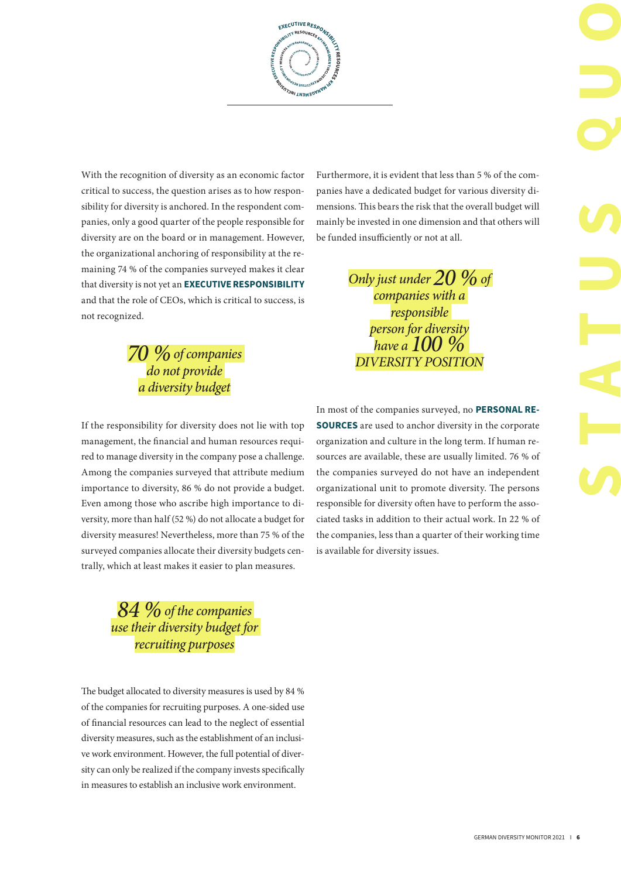With the recognition of diversity as an economic factor critical to success, the question arises as to how responsibility for diversity is anchored. In the respondent companies, only a good quarter of the people responsible for diversity are on the board or in management. However, the organizational anchoring of responsibility at the remaining 74 % of the companies surveyed makes it clear that diversity is not yet an **EXECUTIVE RESPONSIBILITY** and that the role of CEOs, which is critical to success, is not recognized.

> *70 % of companies do not provide a diversity budget*

If the responsibility for diversity does not lie with top management, the financial and human resources required to manage diversity in the company pose a challenge. Among the companies surveyed that attribute medium importance to diversity, 86 % do not provide a budget. Even among those who ascribe high importance to diversity, more than half (52 %) do not allocate a budget for diversity measures! Nevertheless, more than 75 % of the surveyed companies allocate their diversity budgets centrally, which at least makes it easier to plan measures.

> *84 % of the companies use their diversity budget for recruiting purposes*

The budget allocated to diversity measures is used by 84 % of the companies for recruiting purposes. A one-sided use of financial resources can lead to the neglect of essential diversity measures, such as the establishment of an inclusive work environment. However, the full potential of diversity can only be realized if the company invests specifically in measures to establish an inclusive work environment.

Furthermore, it is evident that less than 5 % of the companies have a dedicated budget for various diversity dimensions. This bears the risk that the overall budget will mainly be invested in one dimension and that others will be funded insufficiently or not at all.

> *Only just under 20 % of companies with a responsible person for diversity have a 100 % DIVERSITY POSITION*

In most of the companies surveyed, no **PERSONAL RESOURCES** are used to anchor diversity in the corporate organization and culture in the long term. If human resources are available, these are usually limited. 76 % of the companies surveyed do not have an independent organizational unit to promote diversity. The persons responsible for diversity often have to perform the associated tasks in addition to their actual work. In 22 % of the companies, less than a quarter of their working time is available for diversity issues.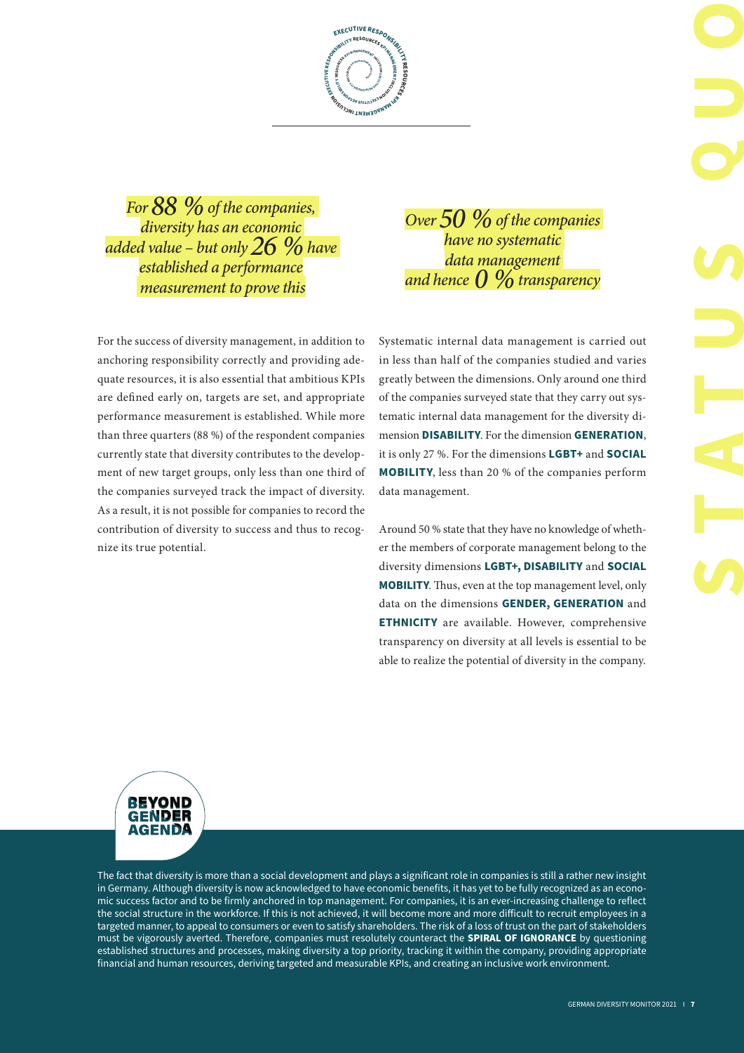*For **88 %** of the companies, diversity has an economic added value – but only **26 %** have established a performance measurement to prove this*

*Over **50 %** of the companies have no systematic data management and hence **0 %** transparency*

For the success of diversity management, in addition to anchoring responsibility correctly and providing adequate resources, it is also essential that ambitious KPIs are defined early on, targets are set, and appropriate performance measurement is established. While more than three quarters (88 %) of the respondent companies currently state that diversity contributes to the development of new target groups, only less than one third of the companies surveyed track the impact of diversity. As a result, it is not possible for companies to record the contribution of diversity to success and thus to recognize its true potential.

Systematic internal data management is carried out in less than half of the companies studied and varies greatly between the dimensions. Only around one third of the companies surveyed state that they carry out systematic internal data management for the diversity dimension **DISABILITY**. For the dimension **GENERATION**, it is only 27 %. For the dimensions **LGBT+** and **SOCIAL MOBILITY**, less than 20 % of the companies perform data management.

Around 50 % state that they have no knowledge of whether the members of corporate management belong to the diversity dimensions **LGBT+, DISABILITY** and **SOCIAL MOBILITY**. Thus, even at the top management level, only data on the dimensions **GENDER, GENERATION** and **ETHNICITY** are available. However, comprehensive transparency on diversity at all levels is essential to be able to realize the potential of diversity in the company.

## STATUS QUO

**BEYOND GENDER AGENDA**

The fact that diversity is more than a social development and plays a significant role in companies is still a rather new insight in Germany. Although diversity is now acknowledged to have economic benefits, it has yet to be fully recognized as an economic success factor and to be firmly anchored in top management. For companies, it is an ever-increasing challenge to reflect the social structure in the workforce. If this is not achieved, it will become more and more difficult to recruit employees in a targeted manner, to appeal to consumers or even to satisfy shareholders. The risk of a loss of trust on the part of stakeholders must be vigorously averted. Therefore, companies must resolutely counteract the **SPIRAL OF IGNORANCE** by questioning established structures and processes, making diversity a top priority, tracking it within the company, providing appropriate financial and human resources, deriving targeted and measurable KPIs, and creating an inclusive work environment.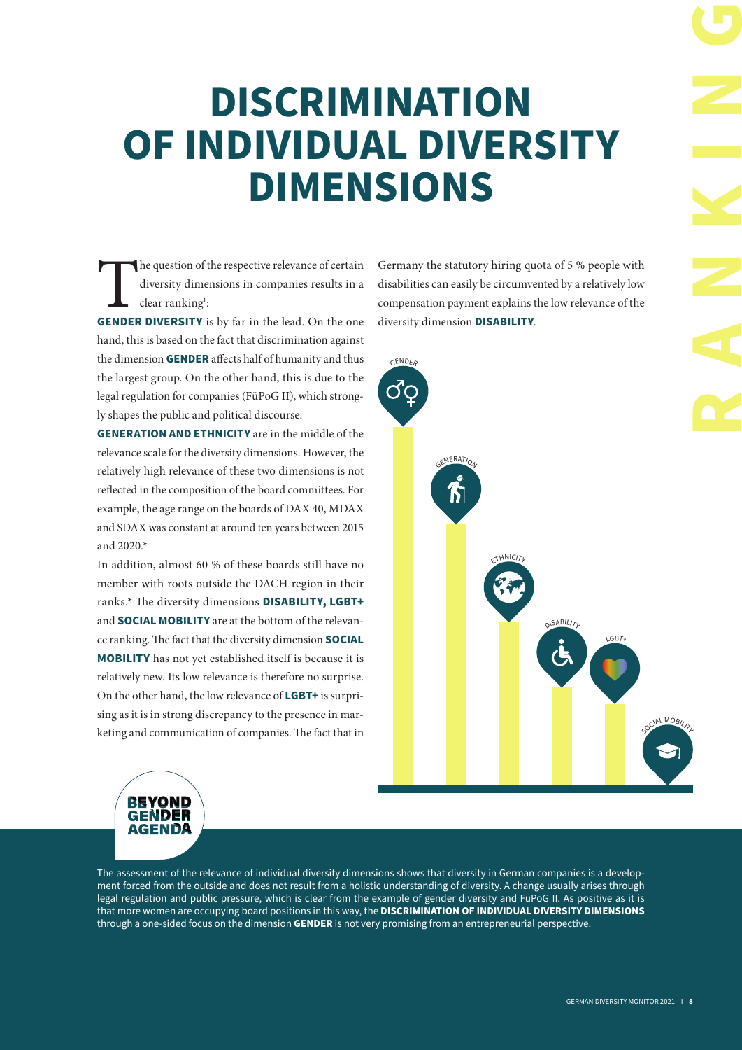# DISCRIMINATION OF INDIVIDUAL DIVERSITY DIMENSIONS

RANKING

The question of the respective relevance of certain diversity dimensions in companies results in a clear ranking[1]:

**GENDER DIVERSITY** is by far in the lead. On the one hand, this is based on the fact that discrimination against the dimension **GENDER** affects half of humanity and thus the largest group. On the other hand, this is due to the legal regulation for companies (FüPoG II), which strongly shapes the public and political discourse.

**GENERATION AND ETHNICITY** are in the middle of the relevance scale for the diversity dimensions. However, the relatively high relevance of these two dimensions is not reflected in the composition of the board committees. For example, the age range on the boards of DAX 40, MDAX and SDAX was constant at around ten years between 2015 and 2020.*

In addition, almost 60 % of these boards still have no member with roots outside the DACH region in their ranks.* The diversity dimensions **DISABILITY, LGBT+** and **SOCIAL MOBILITY** are at the bottom of the relevance ranking. The fact that the diversity dimension **SOCIAL MOBILITY** has not yet established itself is because it is relatively new. Its low relevance is therefore no surprise. On the other hand, the low relevance of **LGBT+** is surprising as it is in strong discrepancy to the presence in marketing and communication of companies. The fact that in Germany the statutory hiring quota of 5 % people with disabilities can easily be circumvented by a relatively low compensation payment explains the low relevance of the diversity dimension **DISABILITY**.

GENDER | GENERATION | ETHNICITY | DISABILITY | LGBT+ | SOCIAL MOBILITY

BEYOND GENDER AGENDA

The assessment of the relevance of individual diversity dimensions shows that diversity in German companies is a development forced from the outside and does not result from a holistic understanding of diversity. A change usually arises through legal regulation and public pressure, which is clear from the example of gender diversity and FüPoG II. As positive as it is that more women are occupying board positions in this way, the **DISCRIMINATION OF INDIVIDUAL DIVERSITY DIMENSIONS** through a one-sided focus on the dimension **GENDER** is not very promising from an entrepreneurial perspective.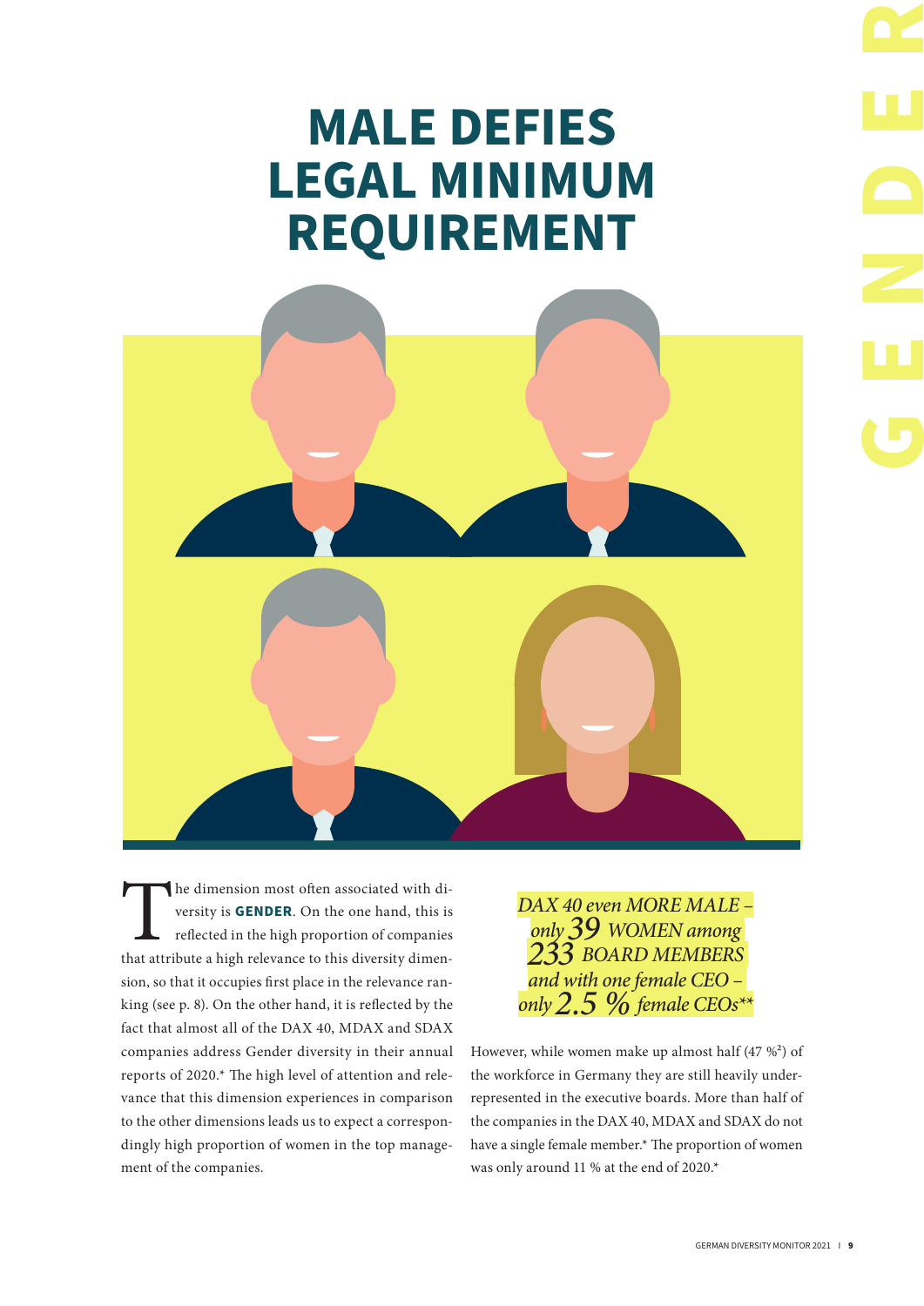# MALE DEFIES LEGAL MINIMUM REQUIREMENT

GENDER

The dimension most often associated with diversity is **GENDER**. On the one hand, this is reflected in the high proportion of companies that attribute a high relevance to this diversity dimension, so that it occupies first place in the relevance ranking (see p. 8). On the other hand, it is reflected by the fact that almost all of the DAX 40, MDAX and SDAX companies address Gender diversity in their annual reports of 2020.* The high level of attention and relevance that this dimension experiences in comparison to the other dimensions leads us to expect a correspondingly high proportion of women in the top management of the companies.

*DAX 40 even MORE MALE – only 39 WOMEN among 233 BOARD MEMBERS and with one female CEO – only 2.5 % female CEOs***

However, while women make up almost half (47 %[2]) of the workforce in Germany they are still heavily underrepresented in the executive boards. More than half of the companies in the DAX 40, MDAX and SDAX do not have a single female member.* The proportion of women was only around 11 % at the end of 2020.*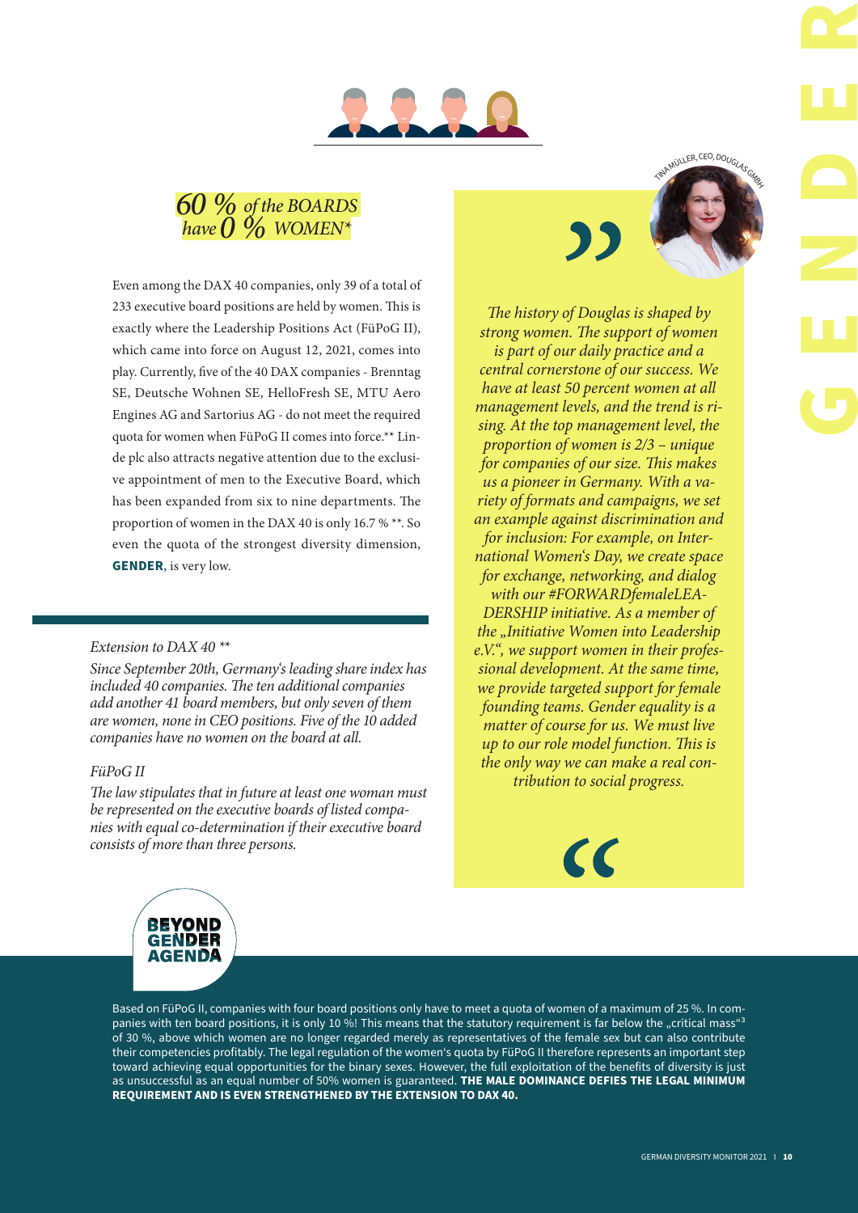# GENDER

*60 % of the BOARDS have 0 % WOMEN**

Even among the DAX 40 companies, only 39 of a total of 233 executive board positions are held by women. This is exactly where the Leadership Positions Act (FüPoG II), which came into force on August 12, 2021, comes into play. Currently, five of the 40 DAX companies - Brenntag SE, Deutsche Wohnen SE, HelloFresh SE, MTU Aero Engines AG and Sartorius AG - do not meet the required quota for women when FüPoG II comes into force.** Linde plc also attracts negative attention due to the exclusive appointment of men to the Executive Board, which has been expanded from six to nine departments. The proportion of women in the DAX 40 is only 16.7 % **. So even the quota of the strongest diversity dimension, **GENDER**, is very low.

*Extension to DAX 40 ***

*Since September 20th, Germany's leading share index has included 40 companies. The ten additional companies add another 41 board members, but only seven of them are women, none in CEO positions. Five of the 10 added companies have no women on the board at all.*

*FüPoG II*

*The law stipulates that in future at least one woman must be represented on the executive boards of listed companies with equal co-determination if their executive board consists of more than three persons.*

TINA MÜLLER, CEO, DOUGLAS GMBH

> *The history of Douglas is shaped by strong women. The support of women is part of our daily practice and a central cornerstone of our success. We have at least 50 percent women at all management levels, and the trend is rising. At the top management level, the proportion of women is 2/3 – unique for companies of our size. This makes us a pioneer in Germany. With a variety of formats and campaigns, we set an example against discrimination and for inclusion: For example, on International Women's Day, we create space for exchange, networking, and dialog with our #FORWARDfemaleLEADERSHIP initiative. As a member of the „Initiative Women into Leadership e.V.", we support women in their professional development. At the same time, we provide targeted support for female founding teams. Gender equality is a matter of course for us. We must live up to our role model function. This is the only way we can make a real contribution to social progress.*

BEYOND GENDER AGENDA

Based on FüPoG II, companies with four board positions only have to meet a quota of women of a maximum of 25 %. In companies with ten board positions, it is only 10 %! This means that the statutory requirement is far below the „critical mass"[3] of 30 %, above which women are no longer regarded merely as representatives of the female sex but can also contribute their competencies profitably. The legal regulation of the women's quota by FüPoG II therefore represents an important step toward achieving equal opportunities for the binary sexes. However, the full exploitation of the benefits of diversity is just as unsuccessful as an equal number of 50% women is guaranteed. **THE MALE DOMINANCE DEFIES THE LEGAL MINIMUM REQUIREMENT AND IS EVEN STRENGTHENED BY THE EXTENSION TO DAX 40.**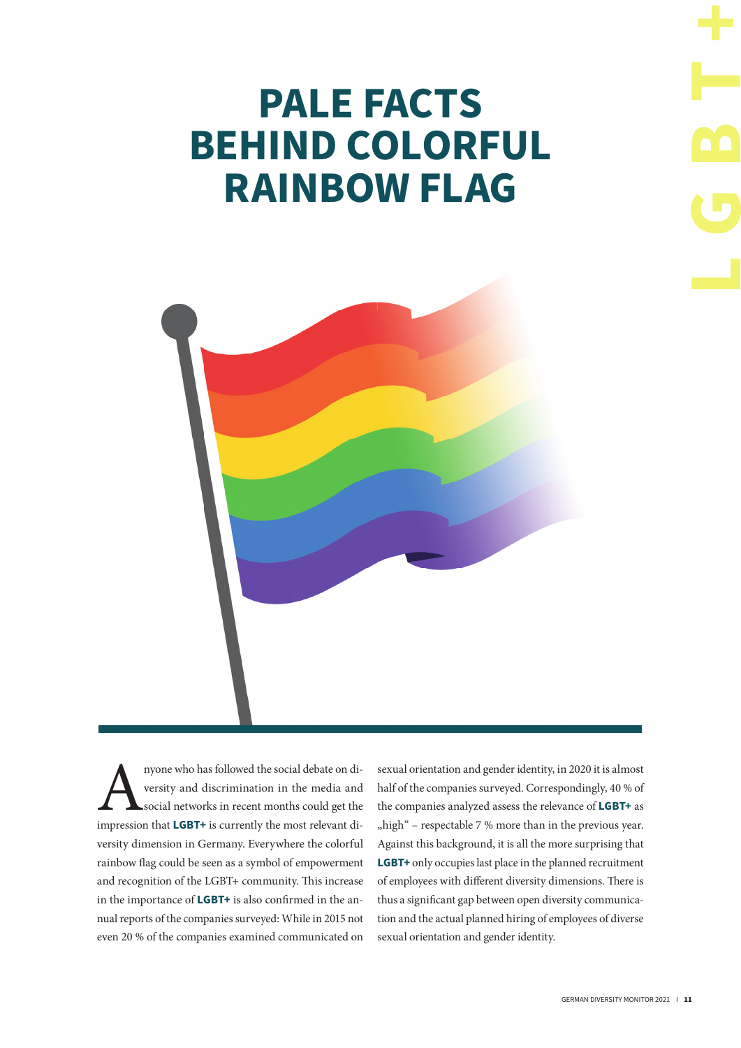# PALE FACTS BEHIND COLORFUL RAINBOW FLAG

Anyone who has followed the social debate on diversity and discrimination in the media and social networks in recent months could get the impression that **LGBT+** is currently the most relevant diversity dimension in Germany. Everywhere the colorful rainbow flag could be seen as a symbol of empowerment and recognition of the LGBT+ community. This increase in the importance of **LGBT+** is also confirmed in the annual reports of the companies surveyed: While in 2015 not even 20 % of the companies examined communicated on sexual orientation and gender identity, in 2020 it is almost half of the companies surveyed. Correspondingly, 40 % of the companies analyzed assess the relevance of **LGBT+** as „high" – respectable 7 % more than in the previous year. Against this background, it is all the more surprising that **LGBT+** only occupies last place in the planned recruitment of employees with different diversity dimensions. There is thus a significant gap between open diversity communication and the actual planned hiring of employees of diverse sexual orientation and gender identity.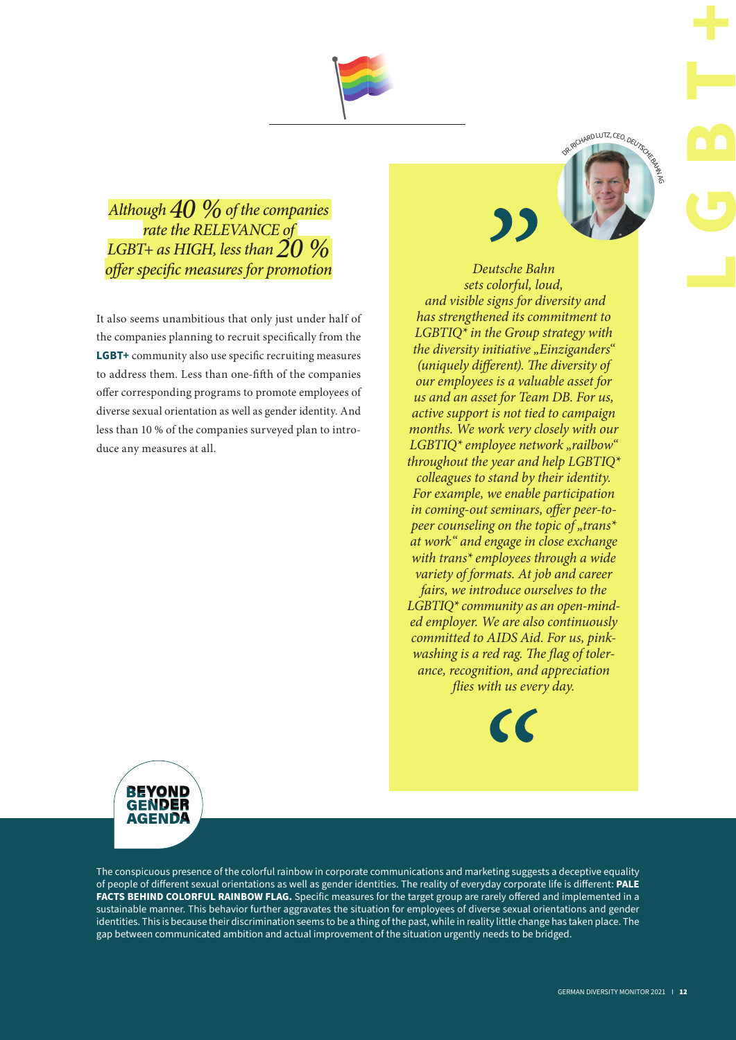*Although 40 % of the companies rate the RELEVANCE of LGBT+ as HIGH, less than 20 % offer specific measures for promotion*

It also seems unambitious that only just under half of the companies planning to recruit specifically from the **LGBT+** community also use specific recruiting measures to address them. Less than one-fifth of the companies offer corresponding programs to promote employees of diverse sexual orientation as well as gender identity. And less than 10 % of the companies surveyed plan to introduce any measures at all.

DR. RICHARD LUTZ, CEO, DEUTSCHE BAHN AG

> *Deutsche Bahn sets colorful, loud, and visible signs for diversity and has strengthened its commitment to LGBTIQ* in the Group strategy with the diversity initiative „Einzigandersʺ (uniquely different). The diversity of our employees is a valuable asset for us and an asset for Team DB. For us, active support is not tied to campaign months. We work very closely with our LGBTIQ* employee network „railbowʺ throughout the year and help LGBTIQ* colleagues to stand by their identity. For example, we enable participation in coming-out seminars, offer peer-to-peer counseling on the topic of „trans* at workʺ and engage in close exchange with trans* employees through a wide variety of formats. At job and career fairs, we introduce ourselves to the LGBTIQ* community as an open-minded employer. We are also continuously committed to AIDS Aid. For us, pinkwashing is a red rag. The flag of tolerance, recognition, and appreciation flies with us every day.*

LGBT+

BEYOND GENDER AGENDA

The conspicuous presence of the colorful rainbow in corporate communications and marketing suggests a deceptive equality of people of different sexual orientations as well as gender identities. The reality of everyday corporate life is different: **PALE FACTS BEHIND COLORFUL RAINBOW FLAG.** Specific measures for the target group are rarely offered and implemented in a sustainable manner. This behavior further aggravates the situation for employees of diverse sexual orientations and gender identities. This is because their discrimination seems to be a thing of the past, while in reality little change has taken place. The gap between communicated ambition and actual improvement of the situation urgently needs to be bridged.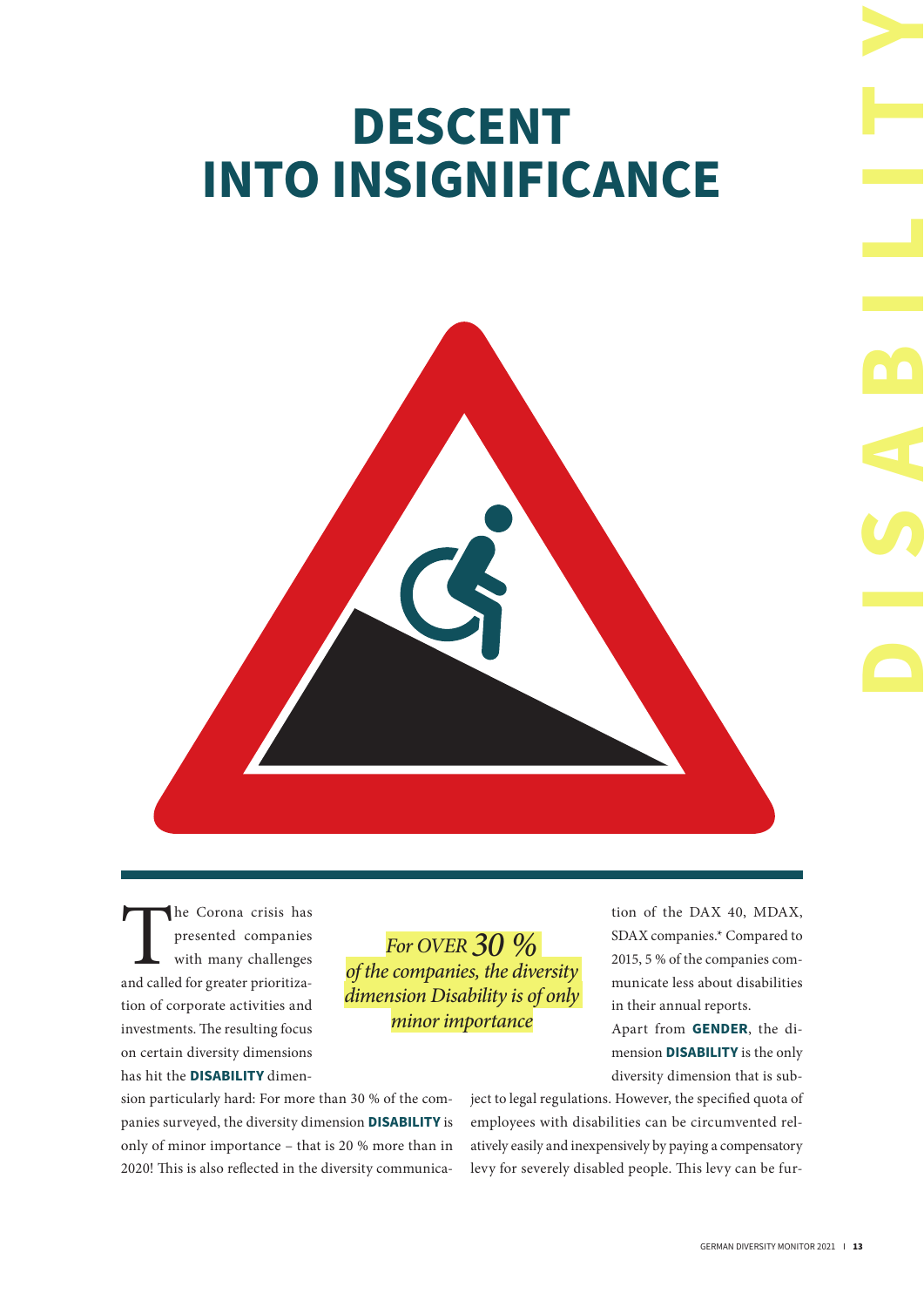# DESCENT INTO INSIGNIFICANCE

DISABILITY

The Corona crisis has presented companies with many challenges and called for greater prioritization of corporate activities and investments. The resulting focus on certain diversity dimensions has hit the **DISABILITY** dimension particularly hard: For more than 30 % of the companies surveyed, the diversity dimension **DISABILITY** is only of minor importance – that is 20 % more than in 2020! This is also reflected in the diversity communication of the DAX 40, MDAX, SDAX companies.* Compared to 2015, 5 % of the companies communicate less about disabilities in their annual reports.

*For OVER 30 % of the companies, the diversity dimension Disability is of only minor importance*

Apart from **GENDER**, the dimension **DISABILITY** is the only diversity dimension that is subject to legal regulations. However, the specified quota of employees with disabilities can be circumvented relatively easily and inexpensively by paying a compensatory levy for severely disabled people. This levy can be fur-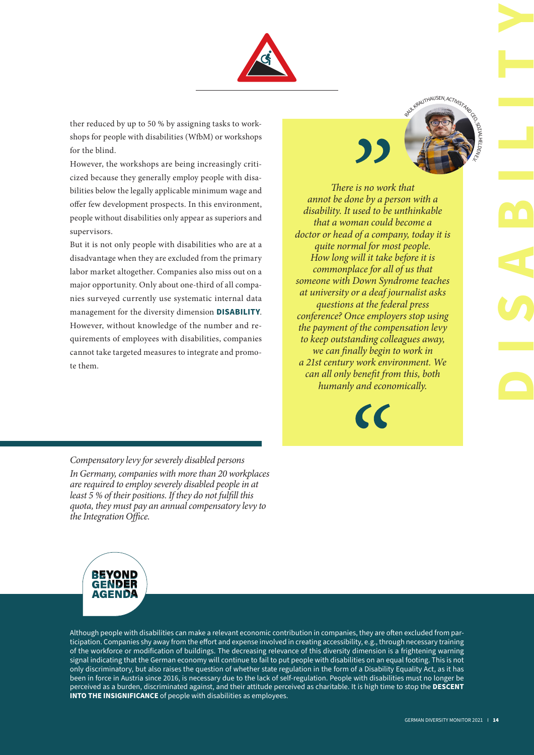ther reduced by up to 50 % by assigning tasks to workshops for people with disabilities (WfbM) or workshops for the blind.

However, the workshops are being increasingly criticized because they generally employ people with disabilities below the legally applicable minimum wage and offer few development prospects. In this environment, people without disabilities only appear as superiors and supervisors.

But it is not only people with disabilities who are at a disadvantage when they are excluded from the primary labor market altogether. Companies also miss out on a major opportunity. Only about one-third of all companies surveyed currently use systematic internal data management for the diversity dimension **DISABILITY**. However, without knowledge of the number and requirements of employees with disabilities, companies cannot take targeted measures to integrate and promote them.

RAUL KRAUTHAUSEN, ACTIVIST AND CEO, SOZIALHELDEN E.V.

> *There is no work that annot be done by a person with a disability. It used to be unthinkable that a woman could become a doctor or head of a company, today it is quite normal for most people. How long will it take before it is commonplace for all of us that someone with Down Syndrome teaches at university or a deaf journalist asks questions at the federal press conference? Once employers stop using the payment of the compensation levy to keep outstanding colleagues away, we can finally begin to work in a 21st century work environment. We can all only benefit from this, both humanly and economically.*

*Compensatory levy for severely disabled persons*

*In Germany, companies with more than 20 workplaces are required to employ severely disabled people in at least 5 % of their positions. If they do not fulfill this quota, they must pay an annual compensatory levy to the Integration Office.*

# DISABILITY

**BEYOND GENDER AGENDA**

Although people with disabilities can make a relevant economic contribution in companies, they are often excluded from participation. Companies shy away from the effort and expense involved in creating accessibility, e.g., through necessary training of the workforce or modification of buildings. The decreasing relevance of this diversity dimension is a frightening warning signal indicating that the German economy will continue to fail to put people with disabilities on an equal footing. This is not only discriminatory, but also raises the question of whether state regulation in the form of a Disability Equality Act, as it has been in force in Austria since 2016, is necessary due to the lack of self-regulation. People with disabilities must no longer be perceived as a burden, discriminated against, and their attitude perceived as charitable. It is high time to stop the **DESCENT INTO THE INSIGNIFICANCE** of people with disabilities as employees.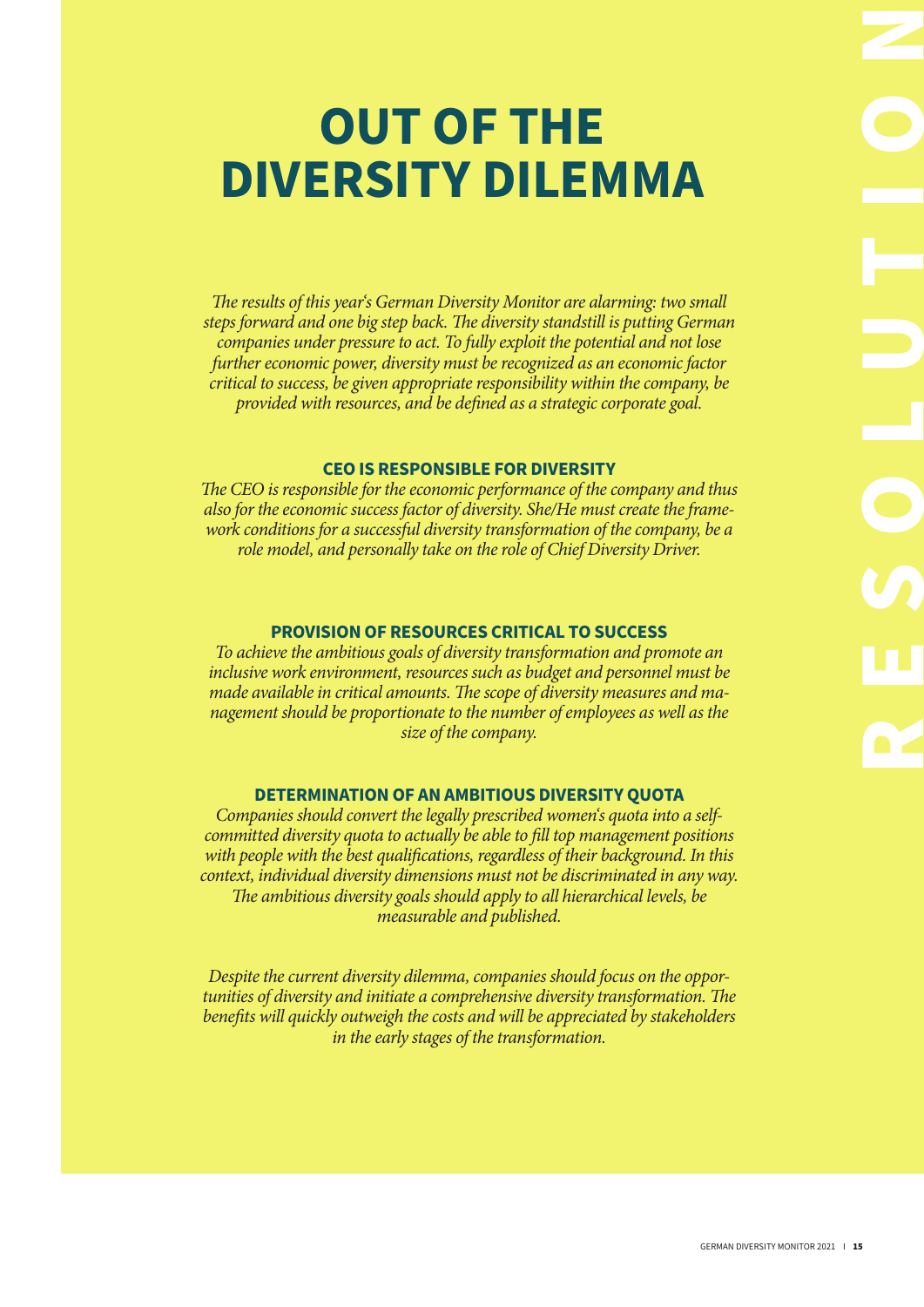# OUT OF THE DIVERSITY DILEMMA

**RESOLUTION**

*The results of this year's German Diversity Monitor are alarming: two small steps forward and one big step back. The diversity standstill is putting German companies under pressure to act. To fully exploit the potential and not lose further economic power, diversity must be recognized as an economic factor critical to success, be given appropriate responsibility within the company, be provided with resources, and be defined as a strategic corporate goal.*

### CEO IS RESPONSIBLE FOR DIVERSITY

*The CEO is responsible for the economic performance of the company and thus also for the economic success factor of diversity. She/He must create the framework conditions for a successful diversity transformation of the company, be a role model, and personally take on the role of Chief Diversity Driver.*

### PROVISION OF RESOURCES CRITICAL TO SUCCESS

*To achieve the ambitious goals of diversity transformation and promote an inclusive work environment, resources such as budget and personnel must be made available in critical amounts. The scope of diversity measures and management should be proportionate to the number of employees as well as the size of the company.*

### DETERMINATION OF AN AMBITIOUS DIVERSITY QUOTA

*Companies should convert the legally prescribed women's quota into a self-committed diversity quota to actually be able to fill top management positions with people with the best qualifications, regardless of their background. In this context, individual diversity dimensions must not be discriminated in any way. The ambitious diversity goals should apply to all hierarchical levels, be measurable and published.*

*Despite the current diversity dilemma, companies should focus on the opportunities of diversity and initiate a comprehensive diversity transformation. The benefits will quickly outweigh the costs and will be appreciated by stakeholders in the early stages of the transformation.*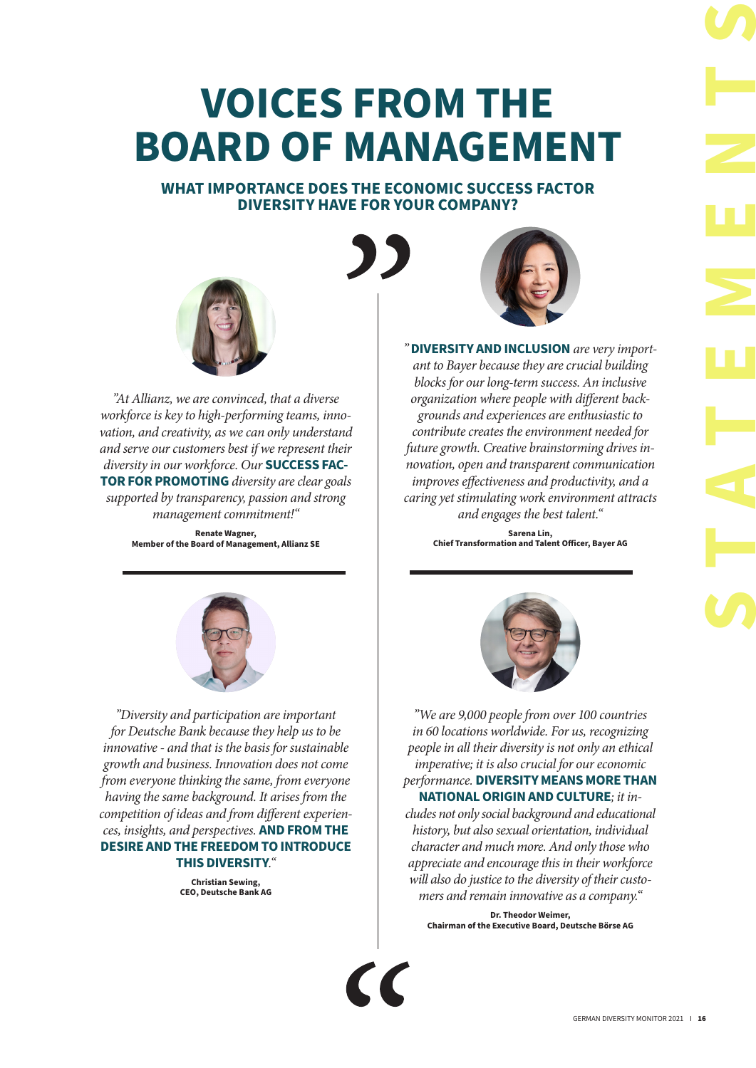# VOICES FROM THE BOARD OF MANAGEMENT

## WHAT IMPORTANCE DOES THE ECONOMIC SUCCESS FACTOR DIVERSITY HAVE FOR YOUR COMPANY?

*"At Allianz, we are convinced, that a diverse workforce is key to high-performing teams, innovation, and creativity, as we can only understand and serve our customers best if we represent their diversity in our workforce. Our* **SUCCESS FACTOR FOR PROMOTING** *diversity are clear goals supported by transparency, passion and strong management commitment!"*

**Renate Wagner,**
**Member of the Board of Management, Allianz SE**

"**DIVERSITY AND INCLUSION** *are very important to Bayer because they are crucial building blocks for our long-term success. An inclusive organization where people with different backgrounds and experiences are enthusiastic to contribute creates the environment needed for future growth. Creative brainstorming drives innovation, open and transparent communication improves effectiveness and productivity, and a caring yet stimulating work environment attracts and engages the best talent."*

**Sarena Lin,**
**Chief Transformation and Talent Officer, Bayer AG**

*"Diversity and participation are important for Deutsche Bank because they help us to be innovative - and that is the basis for sustainable growth and business. Innovation does not come from everyone thinking the same, from everyone having the same background. It arises from the competition of ideas and from different experiences, insights, and perspectives.* **AND FROM THE DESIRE AND THE FREEDOM TO INTRODUCE THIS DIVERSITY**."

**Christian Sewing,**
**CEO, Deutsche Bank AG**

*"We are 9,000 people from over 100 countries in 60 locations worldwide. For us, recognizing people in all their diversity is not only an ethical imperative; it is also crucial for our economic performance.* **DIVERSITY MEANS MORE THAN NATIONAL ORIGIN AND CULTURE**; *it includes not only social background and educational history, but also sexual orientation, individual character and much more. And only those who appreciate and encourage this in their workforce will also do justice to the diversity of their customers and remain innovative as a company."*

**Dr. Theodor Weimer,**
**Chairman of the Executive Board, Deutsche Börse AG**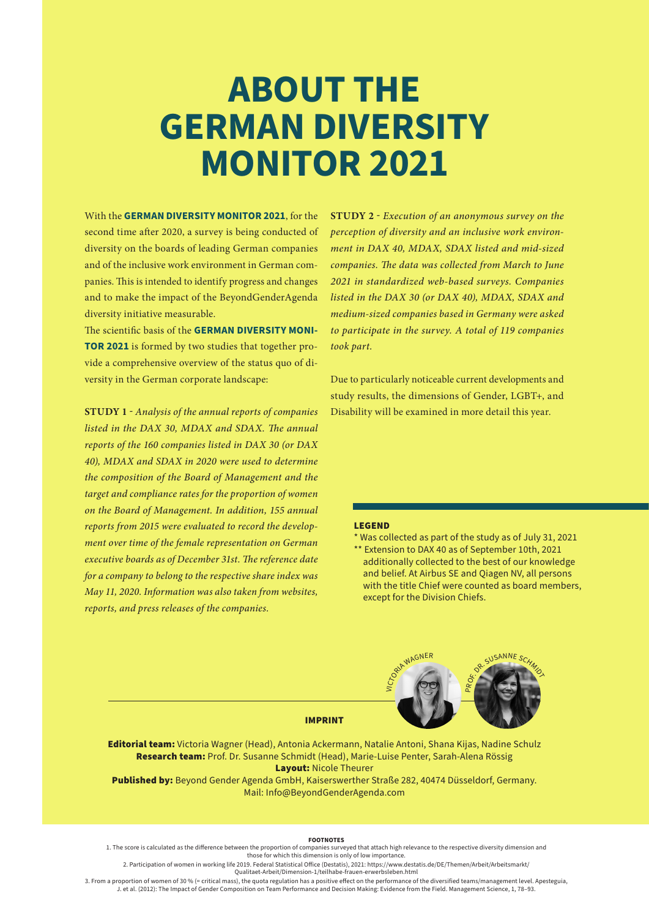# ABOUT THE GERMAN DIVERSITY MONITOR 2021

With the **GERMAN DIVERSITY MONITOR 2021**, for the second time after 2020, a survey is being conducted of diversity on the boards of leading German companies and of the inclusive work environment in German companies. This is intended to identify progress and changes and to make the impact of the BeyondGenderAgenda diversity initiative measurable.

The scientific basis of the **GERMAN DIVERSITY MONITOR 2021** is formed by two studies that together provide a comprehensive overview of the status quo of diversity in the German corporate landscape:

**STUDY 1** - *Analysis of the annual reports of companies listed in the DAX 30, MDAX and SDAX. The annual reports of the 160 companies listed in DAX 30 (or DAX 40), MDAX and SDAX in 2020 were used to determine the composition of the Board of Management and the target and compliance rates for the proportion of women on the Board of Management. In addition, 155 annual reports from 2015 were evaluated to record the development over time of the female representation on German executive boards as of December 31st. The reference date for a company to belong to the respective share index was May 11, 2020. Information was also taken from websites, reports, and press releases of the companies.*

**STUDY 2** - *Execution of an anonymous survey on the perception of diversity and an inclusive work environment in DAX 40, MDAX, SDAX listed and mid-sized companies. The data was collected from March to June 2021 in standardized web-based surveys. Companies listed in the DAX 30 (or DAX 40), MDAX, SDAX and medium-sized companies based in Germany were asked to participate in the survey. A total of 119 companies took part.*

Due to particularly noticeable current developments and study results, the dimensions of Gender, LGBT+, and Disability will be examined in more detail this year.

**LEGEND**

\* Was collected as part of the study as of July 31, 2021

\*\* Extension to DAX 40 as of September 10th, 2021 additionally collected to the best of our knowledge and belief. At Airbus SE and Qiagen NV, all persons with the title Chief were counted as board members, except for the Division Chiefs.

VICTORIA WAGNER

PROF. DR. SUSANNE SCHMIDT

**IMPRINT**

**Editorial team:** Victoria Wagner (Head), Antonia Ackermann, Natalie Antoni, Shana Kijas, Nadine Schulz

**Research team:** Prof. Dr. Susanne Schmidt (Head), Marie-Luise Penter, Sarah-Alena Rössig

**Layout:** Nicole Theurer

**Published by:** Beyond Gender Agenda GmbH, Kaiserswerther Straße 282, 40474 Düsseldorf, Germany. Mail: Info@BeyondGenderAgenda.com

**FOOTNOTES**

1. The score is calculated as the difference between the proportion of companies surveyed that attach high relevance to the respective diversity dimension and those for which this dimension is only of low importance.
2. Participation of women in working life 2019. Federal Statistical Office (Destatis), 2021: https://www.destatis.de/DE/Themen/Arbeit/Arbeitsmarkt/Qualitaet-Arbeit/Dimension-1/teilhabe-frauen-erwerbsleben.html
3. From a proportion of women of 30 % (= critical mass), the quota regulation has a positive effect on the performance of the diversified teams/management level. Apesteguia, J. et al. (2012): The Impact of Gender Composition on Team Performance and Decision Making: Evidence from the Field. Management Science, 1, 78–93.